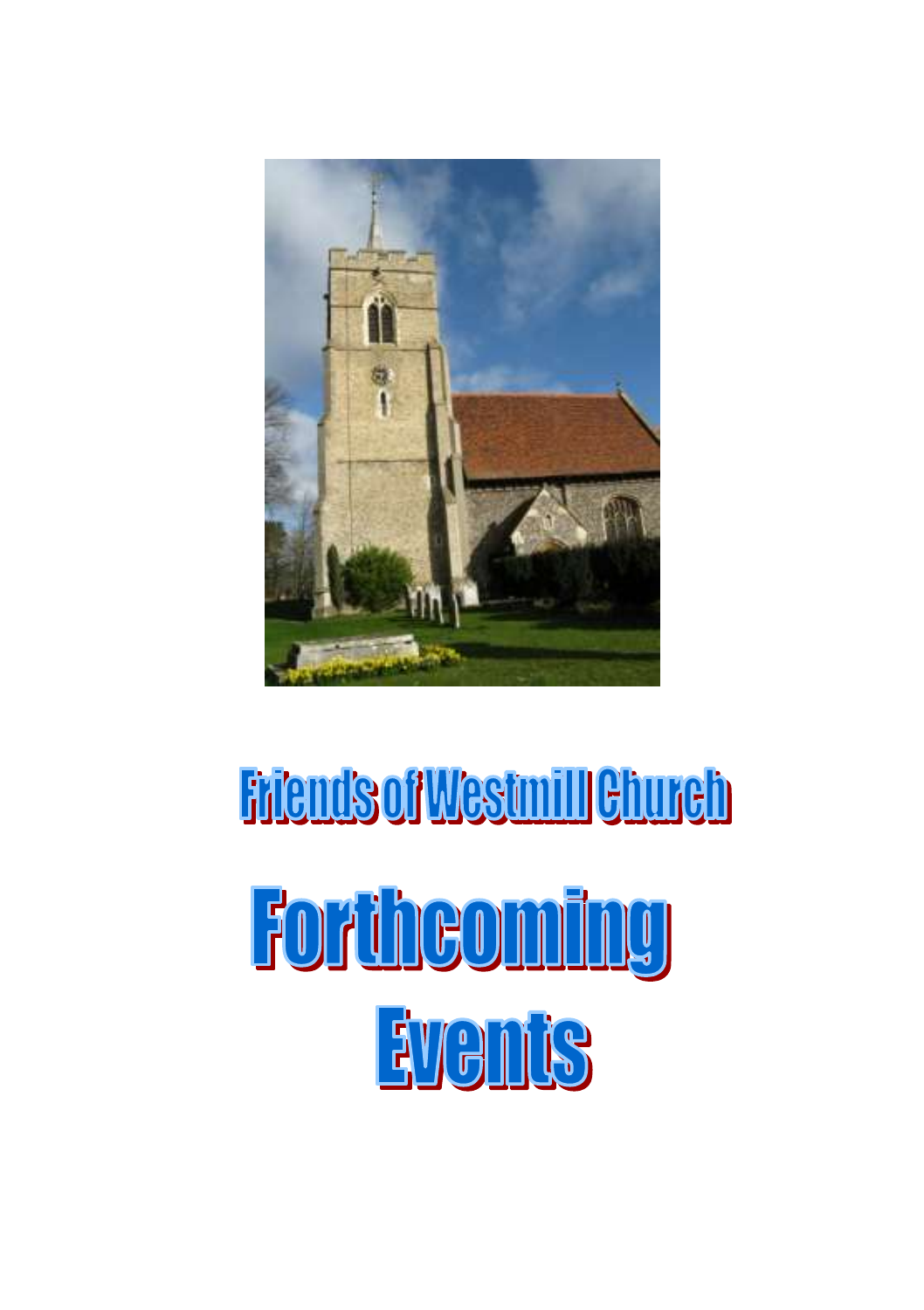# Friends of Westmill Church

# Forthcoming Events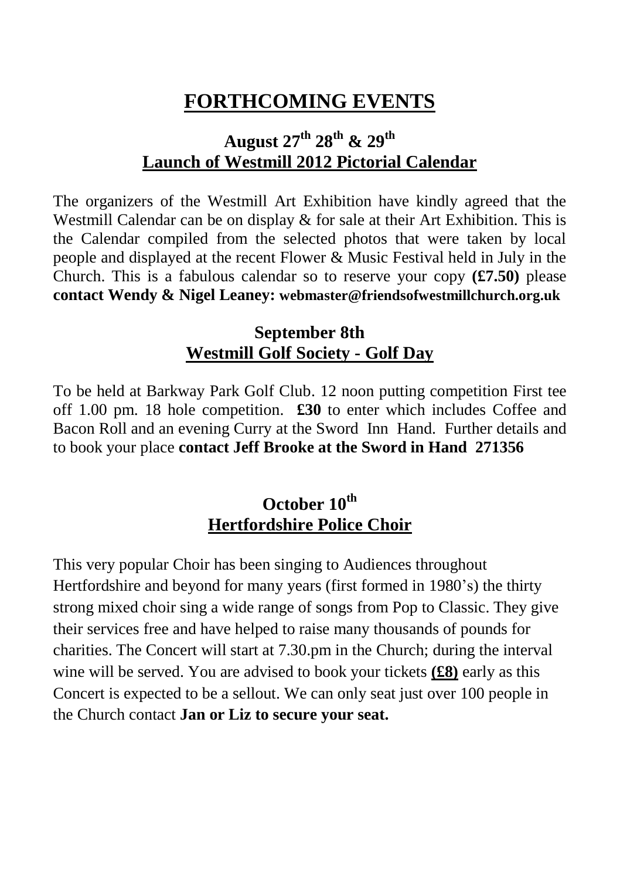# FORTHCOMING EVENTS

## August 27th 28th & 29th

## Launch of Westmill 2012 Pictorial Calendar

The organizers of the Westmill Art Exhibition have kindly agreed that the Westmill Calendar can be on display & for sale at their Art Exhibition. This is the Calendar compiled from the selected photos that were taken by local people and displayed at the recent Flower & Music Festival held in July in the Church. This is a fabulous calendar so to reserve your copy **(£7.50)** please **contact Wendy & Nigel Leaney: webmaster@friendsofwestmillchurch.org.uk**

## September 8th

## Westmill Golf Society - Golf Day

To be held at Barkway Park Golf Club. 12 noon putting competition First tee off 1.00 pm. 18 hole competition. **£30** to enter which includes Coffee and Bacon Roll and an evening Curry at the Sword Inn Hand. Further details and to book your place **contact Jeff Brooke at the Sword in Hand 271356**

## October 10th

## Hertfordshire Police Choir

This very popular Choir has been singing to Audiences throughout Hertfordshire and beyond for many years (first formed in 1980's) the thirty strong mixed choir sing a wide range of songs from Pop to Classic. They give their services free and have helped to raise many thousands of pounds for charities. The Concert will start at 7.30.pm in the Church; during the interval wine will be served. You are advised to book your tickets **(£8)** early as this Concert is expected to be a sellout. We can only seat just over 100 people in the Church contact **Jan or Liz to secure your seat.**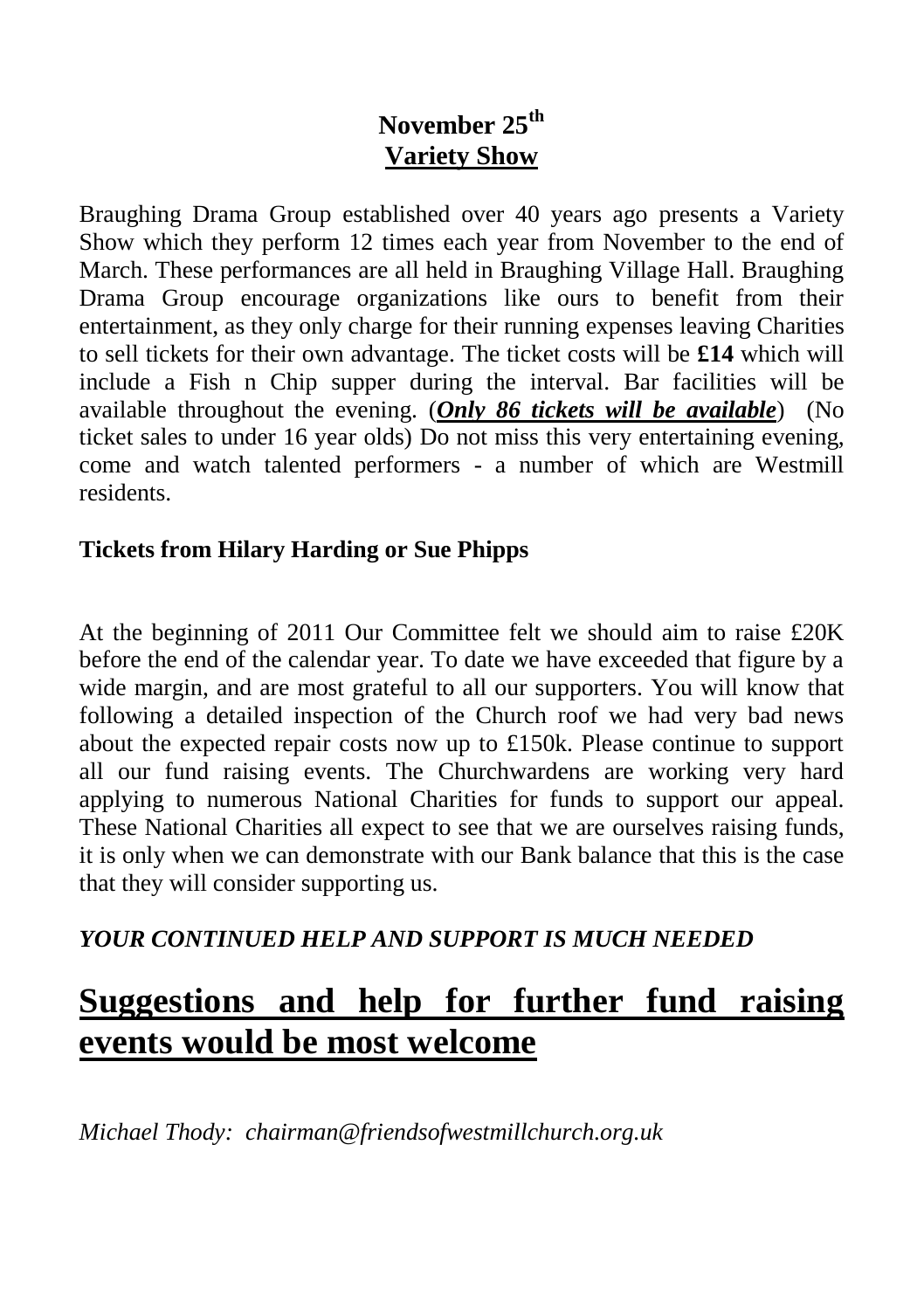## November 25th
## Variety Show

Braughing Drama Group established over 40 years ago presents a Variety Show which they perform 12 times each year from November to the end of March. These performances are all held in Braughing Village Hall. Braughing Drama Group encourage organizations like ours to benefit from their entertainment, as they only charge for their running expenses leaving Charities to sell tickets for their own advantage. The ticket costs will be **£14** which will include a Fish n Chip supper during the interval. Bar facilities will be available throughout the evening. (***Only 86 tickets will be available***) (No ticket sales to under 16 year olds) Do not miss this very entertaining evening, come and watch talented performers - a number of which are Westmill residents.

**Tickets from Hilary Harding or Sue Phipps**

At the beginning of 2011 Our Committee felt we should aim to raise £20K before the end of the calendar year. To date we have exceeded that figure by a wide margin, and are most grateful to all our supporters. You will know that following a detailed inspection of the Church roof we had very bad news about the expected repair costs now up to £150k. Please continue to support all our fund raising events. The Churchwardens are working very hard applying to numerous National Charities for funds to support our appeal. These National Charities all expect to see that we are ourselves raising funds, it is only when we can demonstrate with our Bank balance that this is the case that they will consider supporting us.

***YOUR CONTINUED HELP AND SUPPORT IS MUCH NEEDED***

# Suggestions and help for further fund raising events would be most welcome

*Michael Thody: chairman@friendsofwestmillchurch.org.uk*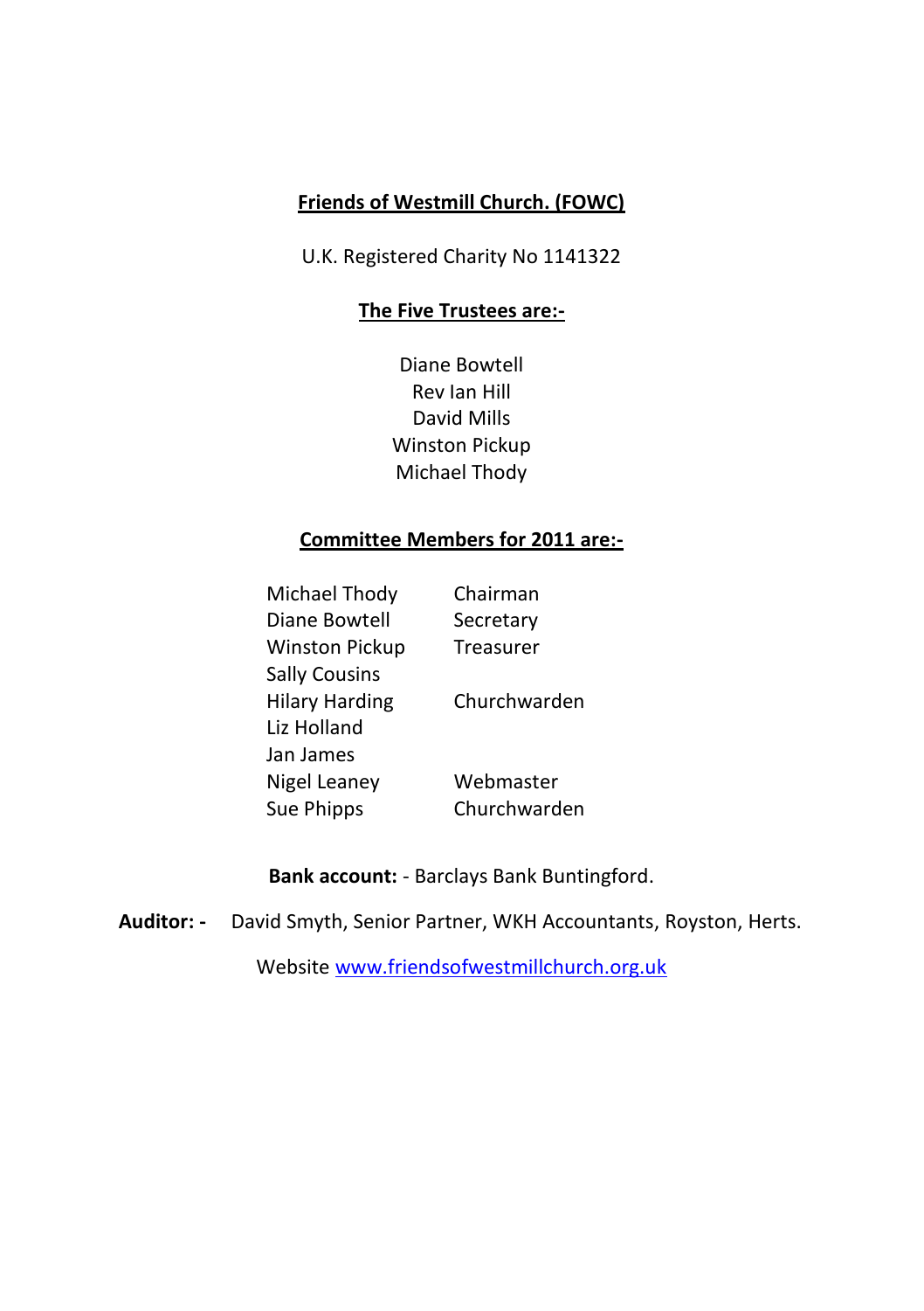## Friends of Westmill Church. (FOWC)

U.K. Registered Charity No 1141322

### The Five Trustees are:-

Diane Bowtell
Rev Ian Hill
David Mills
Winston Pickup
Michael Thody

### Committee Members for 2011 are:-

| | |
|---|---|
| Michael Thody | Chairman |
| Diane Bowtell | Secretary |
| Winston Pickup | Treasurer |
| Sally Cousins | |
| Hilary Harding | Churchwarden |
| Liz Holland | |
| Jan James | |
| Nigel Leaney | Webmaster |
| Sue Phipps | Churchwarden |

**Bank account:** - Barclays Bank Buntingford.

**Auditor: -** David Smyth, Senior Partner, WKH Accountants, Royston, Herts.

Website [www.friendsofwestmillchurch.org.uk](http://www.friendsofwestmillchurch.org.uk)